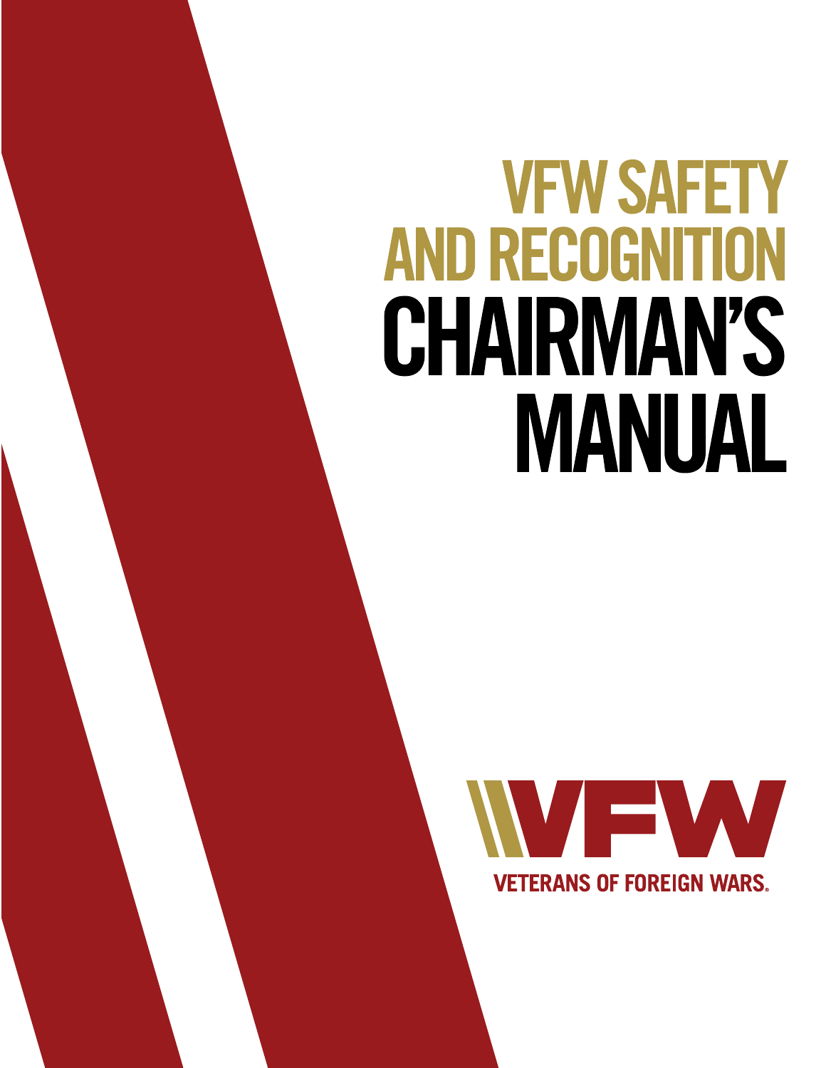# VFW SAFETY AND RECOGNITION CHAIRMAN'S MANUAL

VFW

VETERANS OF FOREIGN WARS.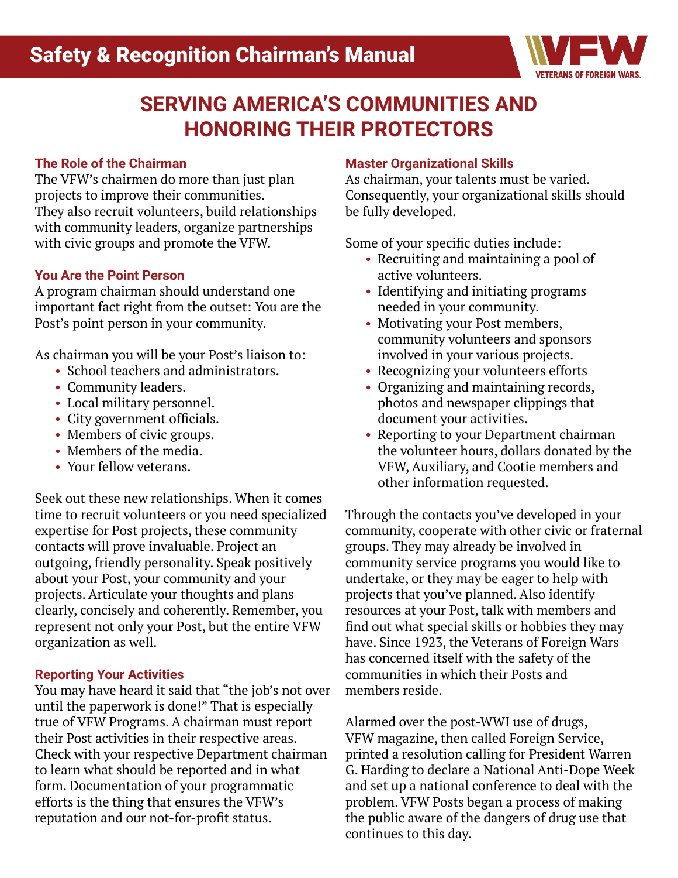# SERVING AMERICA'S COMMUNITIES AND HONORING THEIR PROTECTORS

### The Role of the Chairman

The VFW's chairmen do more than just plan projects to improve their communities. They also recruit volunteers, build relationships with community leaders, organize partnerships with civic groups and promote the VFW.

### You Are the Point Person

A program chairman should understand one important fact right from the outset: You are the Post's point person in your community.

As chairman you will be your Post's liaison to:

- School teachers and administrators.
- Community leaders.
- Local military personnel.
- City government officials.
- Members of civic groups.
- Members of the media.
- Your fellow veterans.

Seek out these new relationships. When it comes time to recruit volunteers or you need specialized expertise for Post projects, these community contacts will prove invaluable. Project an outgoing, friendly personality. Speak positively about your Post, your community and your projects. Articulate your thoughts and plans clearly, concisely and coherently. Remember, you represent not only your Post, but the entire VFW organization as well.

### Reporting Your Activities

You may have heard it said that "the job's not over until the paperwork is done!" That is especially true of VFW Programs. A chairman must report their Post activities in their respective areas. Check with your respective Department chairman to learn what should be reported and in what form. Documentation of your programmatic efforts is the thing that ensures the VFW's reputation and our not-for-profit status.

### Master Organizational Skills

As chairman, your talents must be varied. Consequently, your organizational skills should be fully developed.

Some of your specific duties include:

- Recruiting and maintaining a pool of active volunteers.
- Identifying and initiating programs needed in your community.
- Motivating your Post members, community volunteers and sponsors involved in your various projects.
- Recognizing your volunteers efforts
- Organizing and maintaining records, photos and newspaper clippings that document your activities.
- Reporting to your Department chairman the volunteer hours, dollars donated by the VFW, Auxiliary, and Cootie members and other information requested.

Through the contacts you've developed in your community, cooperate with other civic or fraternal groups. They may already be involved in community service programs you would like to undertake, or they may be eager to help with projects that you've planned. Also identify resources at your Post, talk with members and find out what special skills or hobbies they may have. Since 1923, the Veterans of Foreign Wars has concerned itself with the safety of the communities in which their Posts and members reside.

Alarmed over the post-WWI use of drugs, VFW magazine, then called Foreign Service, printed a resolution calling for President Warren G. Harding to declare a National Anti-Dope Week and set up a national conference to deal with the problem. VFW Posts began a process of making the public aware of the dangers of drug use that continues to this day.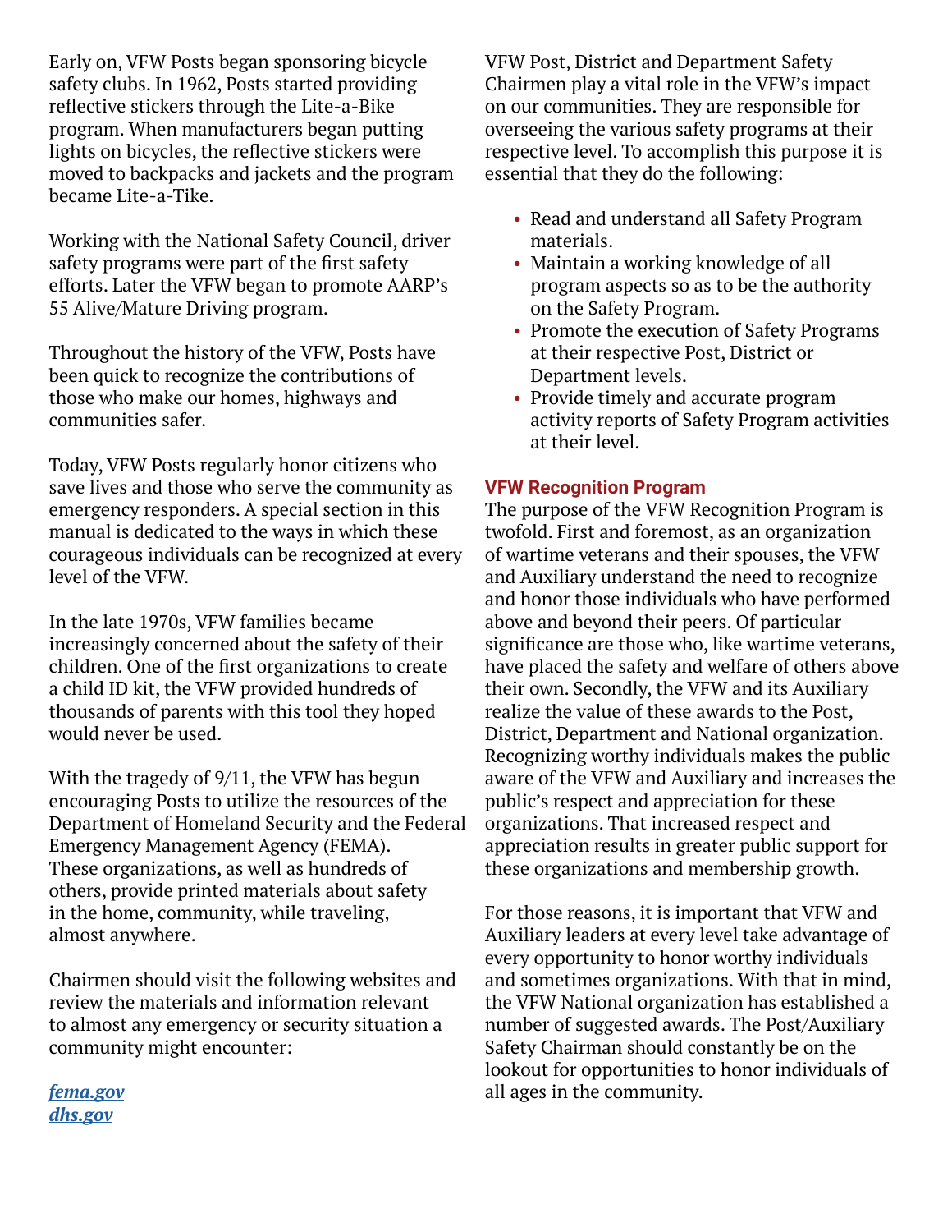Early on, VFW Posts began sponsoring bicycle safety clubs. In 1962, Posts started providing reflective stickers through the Lite-a-Bike program. When manufacturers began putting lights on bicycles, the reflective stickers were moved to backpacks and jackets and the program became Lite-a-Tike.

Working with the National Safety Council, driver safety programs were part of the first safety efforts. Later the VFW began to promote AARP's 55 Alive/Mature Driving program.

Throughout the history of the VFW, Posts have been quick to recognize the contributions of those who make our homes, highways and communities safer.

Today, VFW Posts regularly honor citizens who save lives and those who serve the community as emergency responders. A special section in this manual is dedicated to the ways in which these courageous individuals can be recognized at every level of the VFW.

In the late 1970s, VFW families became increasingly concerned about the safety of their children. One of the first organizations to create a child ID kit, the VFW provided hundreds of thousands of parents with this tool they hoped would never be used.

With the tragedy of 9/11, the VFW has begun encouraging Posts to utilize the resources of the Department of Homeland Security and the Federal Emergency Management Agency (FEMA). These organizations, as well as hundreds of others, provide printed materials about safety in the home, community, while traveling, almost anywhere.

Chairmen should visit the following websites and review the materials and information relevant to almost any emergency or security situation a community might encounter:

*fema.gov*
*dhs.gov*

VFW Post, District and Department Safety Chairmen play a vital role in the VFW's impact on our communities. They are responsible for overseeing the various safety programs at their respective level. To accomplish this purpose it is essential that they do the following:

- Read and understand all Safety Program materials.
- Maintain a working knowledge of all program aspects so as to be the authority on the Safety Program.
- Promote the execution of Safety Programs at their respective Post, District or Department levels.
- Provide timely and accurate program activity reports of Safety Program activities at their level.

### VFW Recognition Program

The purpose of the VFW Recognition Program is twofold. First and foremost, as an organization of wartime veterans and their spouses, the VFW and Auxiliary understand the need to recognize and honor those individuals who have performed above and beyond their peers. Of particular significance are those who, like wartime veterans, have placed the safety and welfare of others above their own. Secondly, the VFW and its Auxiliary realize the value of these awards to the Post, District, Department and National organization. Recognizing worthy individuals makes the public aware of the VFW and Auxiliary and increases the public's respect and appreciation for these organizations. That increased respect and appreciation results in greater public support for these organizations and membership growth.

For those reasons, it is important that VFW and Auxiliary leaders at every level take advantage of every opportunity to honor worthy individuals and sometimes organizations. With that in mind, the VFW National organization has established a number of suggested awards. The Post/Auxiliary Safety Chairman should constantly be on the lookout for opportunities to honor individuals of all ages in the community.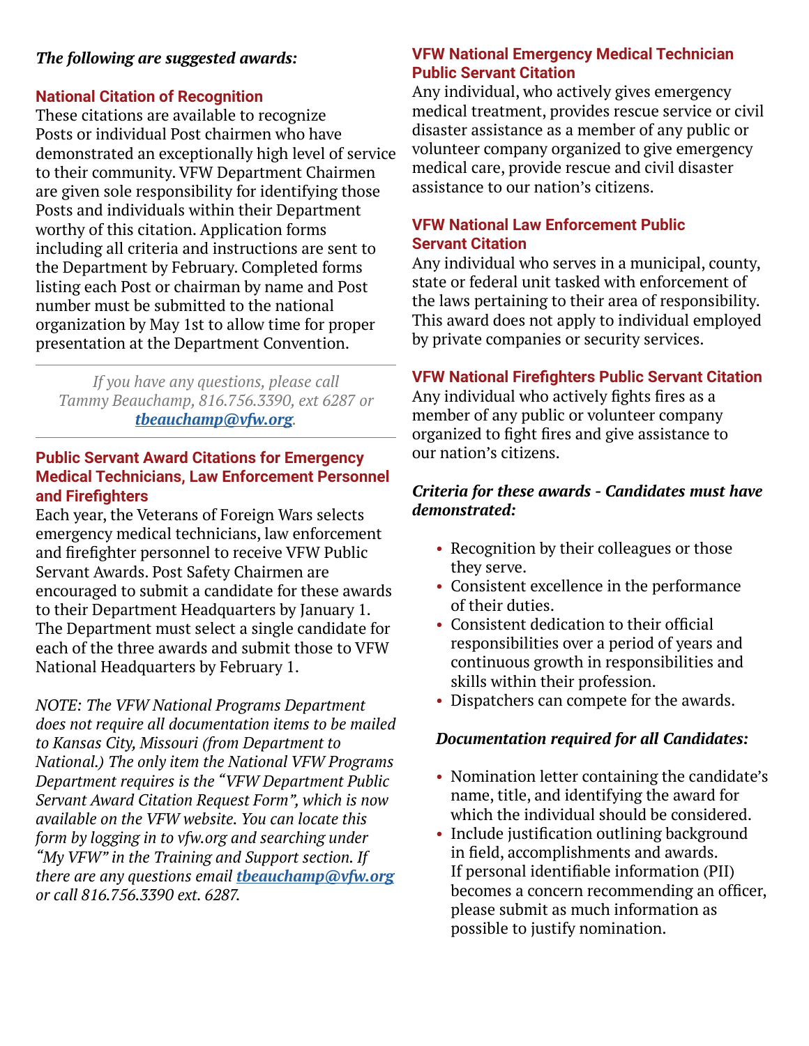***The following are suggested awards:***

### National Citation of Recognition

These citations are available to recognize Posts or individual Post chairmen who have demonstrated an exceptionally high level of service to their community. VFW Department Chairmen are given sole responsibility for identifying those Posts and individuals within their Department worthy of this citation. Application forms including all criteria and instructions are sent to the Department by February. Completed forms listing each Post or chairman by name and Post number must be submitted to the national organization by May 1st to allow time for proper presentation at the Department Convention.

---

*If you have any questions, please call Tammy Beauchamp, 816.756.3390, ext 6287 or* ***tbeauchamp@vfw.org****.*

---

### Public Servant Award Citations for Emergency Medical Technicians, Law Enforcement Personnel and Firefighters

Each year, the Veterans of Foreign Wars selects emergency medical technicians, law enforcement and firefighter personnel to receive VFW Public Servant Awards. Post Safety Chairmen are encouraged to submit a candidate for these awards to their Department Headquarters by January 1. The Department must select a single candidate for each of the three awards and submit those to VFW National Headquarters by February 1.

*NOTE: The VFW National Programs Department does not require all documentation items to be mailed to Kansas City, Missouri (from Department to National.) The only item the National VFW Programs Department requires is the "VFW Department Public Servant Award Citation Request Form", which is now available on the VFW website. You can locate this form by logging in to vfw.org and searching under "My VFW" in the Training and Support section. If there are any questions email* ***tbeauchamp@vfw.org*** *or call 816.756.3390 ext. 6287.*

### VFW National Emergency Medical Technician Public Servant Citation

Any individual, who actively gives emergency medical treatment, provides rescue service or civil disaster assistance as a member of any public or volunteer company organized to give emergency medical care, provide rescue and civil disaster assistance to our nation's citizens.

### VFW National Law Enforcement Public Servant Citation

Any individual who serves in a municipal, county, state or federal unit tasked with enforcement of the laws pertaining to their area of responsibility. This award does not apply to individual employed by private companies or security services.

### VFW National Firefighters Public Servant Citation

Any individual who actively fights fires as a member of any public or volunteer company organized to fight fires and give assistance to our nation's citizens.

***Criteria for these awards - Candidates must have demonstrated:***

- Recognition by their colleagues or those they serve.
- Consistent excellence in the performance of their duties.
- Consistent dedication to their official responsibilities over a period of years and continuous growth in responsibilities and skills within their profession.
- Dispatchers can compete for the awards.

***Documentation required for all Candidates:***

- Nomination letter containing the candidate's name, title, and identifying the award for which the individual should be considered.
- Include justification outlining background in field, accomplishments and awards. If personal identifiable information (PII) becomes a concern recommending an officer, please submit as much information as possible to justify nomination.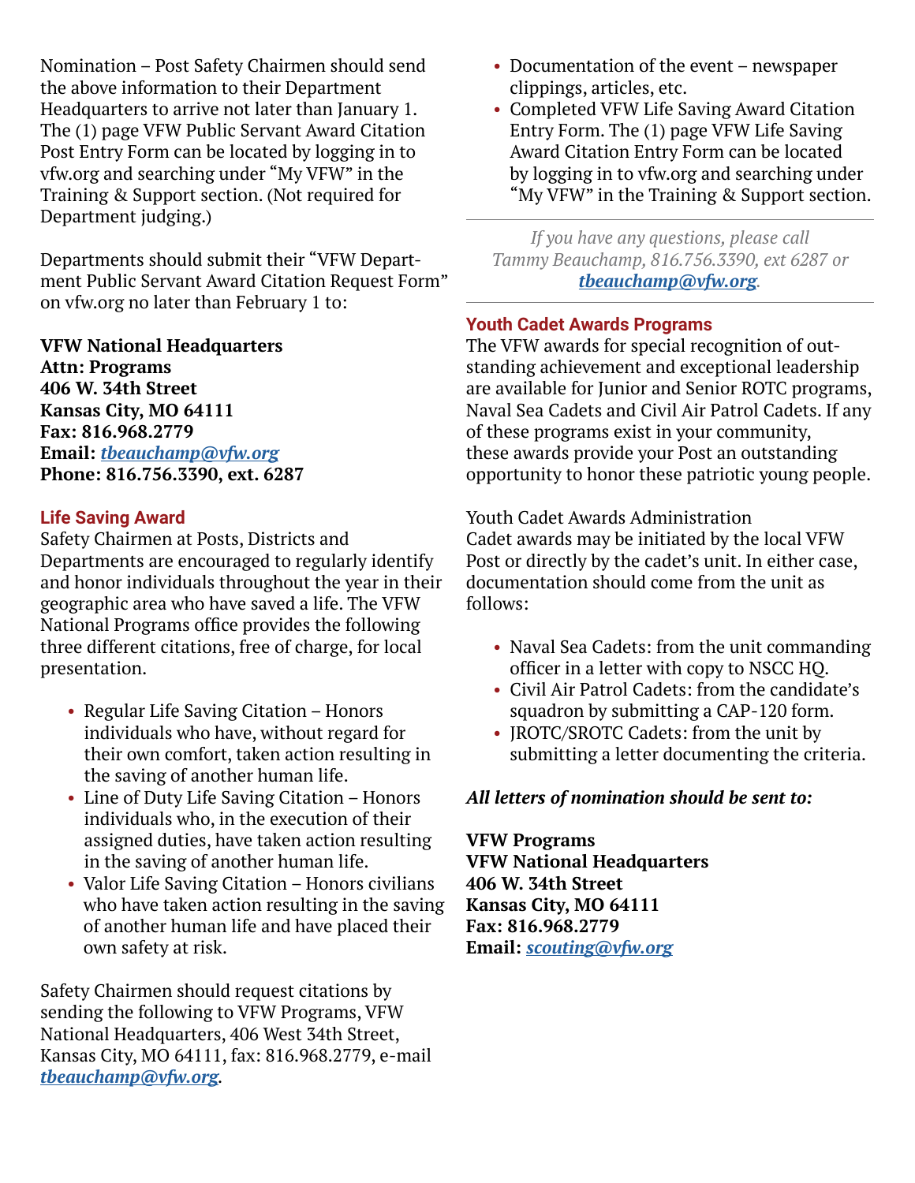Nomination – Post Safety Chairmen should send the above information to their Department Headquarters to arrive not later than January 1. The (1) page VFW Public Servant Award Citation Post Entry Form can be located by logging in to vfw.org and searching under "My VFW" in the Training & Support section. (Not required for Department judging.)

Departments should submit their "VFW Department Public Servant Award Citation Request Form" on vfw.org no later than February 1 to:

**VFW National Headquarters**
**Attn: Programs**
**406 W. 34th Street**
**Kansas City, MO 64111**
**Fax: 816.968.2779**
**Email: *tbeauchamp@vfw.org***
**Phone: 816.756.3390, ext. 6287**

## Life Saving Award

Safety Chairmen at Posts, Districts and Departments are encouraged to regularly identify and honor individuals throughout the year in their geographic area who have saved a life. The VFW National Programs office provides the following three different citations, free of charge, for local presentation.

- Regular Life Saving Citation – Honors individuals who have, without regard for their own comfort, taken action resulting in the saving of another human life.
- Line of Duty Life Saving Citation – Honors individuals who, in the execution of their assigned duties, have taken action resulting in the saving of another human life.
- Valor Life Saving Citation – Honors civilians who have taken action resulting in the saving of another human life and have placed their own safety at risk.

Safety Chairmen should request citations by sending the following to VFW Programs, VFW National Headquarters, 406 West 34th Street, Kansas City, MO 64111, fax: 816.968.2779, e-mail ***tbeauchamp@vfw.org***.

- Documentation of the event – newspaper clippings, articles, etc.
- Completed VFW Life Saving Award Citation Entry Form. The (1) page VFW Life Saving Award Citation Entry Form can be located by logging in to vfw.org and searching under "My VFW" in the Training & Support section.

---

*If you have any questions, please call Tammy Beauchamp, 816.756.3390, ext 6287 or **tbeauchamp@vfw.org**.*

---

## Youth Cadet Awards Programs

The VFW awards for special recognition of outstanding achievement and exceptional leadership are available for Junior and Senior ROTC programs, Naval Sea Cadets and Civil Air Patrol Cadets. If any of these programs exist in your community, these awards provide your Post an outstanding opportunity to honor these patriotic young people.

Youth Cadet Awards Administration
Cadet awards may be initiated by the local VFW Post or directly by the cadet's unit. In either case, documentation should come from the unit as follows:

- Naval Sea Cadets: from the unit commanding officer in a letter with copy to NSCC HQ.
- Civil Air Patrol Cadets: from the candidate's squadron by submitting a CAP-120 form.
- JROTC/SROTC Cadets: from the unit by submitting a letter documenting the criteria.

***All letters of nomination should be sent to:***

**VFW Programs**
**VFW National Headquarters**
**406 W. 34th Street**
**Kansas City, MO 64111**
**Fax: 816.968.2779**
**Email: *scouting@vfw.org***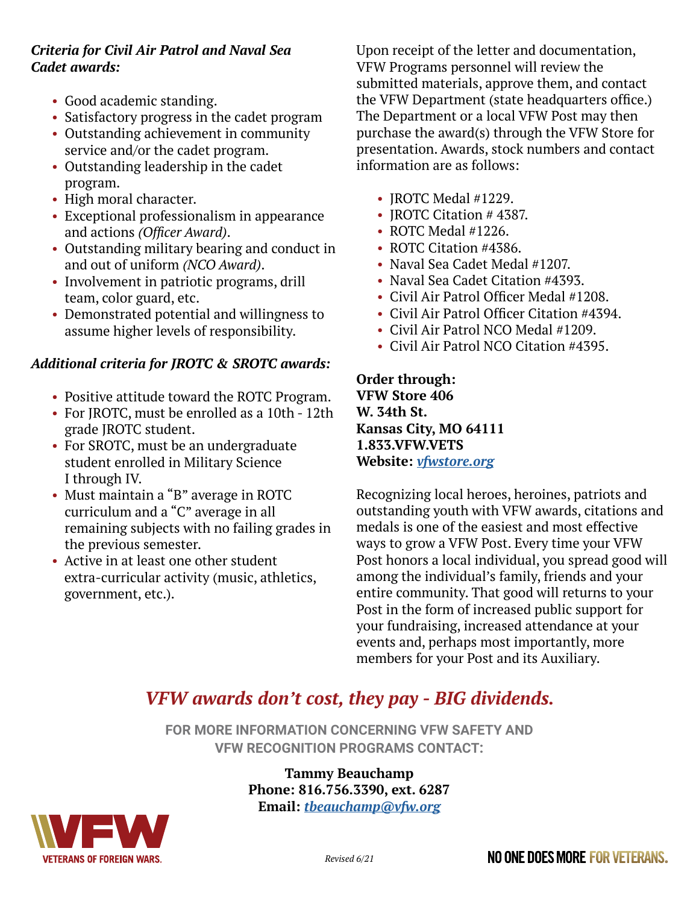***Criteria for Civil Air Patrol and Naval Sea Cadet awards:***

- Good academic standing.
- Satisfactory progress in the cadet program
- Outstanding achievement in community service and/or the cadet program.
- Outstanding leadership in the cadet program.
- High moral character.
- Exceptional professionalism in appearance and actions *(Officer Award)*.
- Outstanding military bearing and conduct in and out of uniform *(NCO Award)*.
- Involvement in patriotic programs, drill team, color guard, etc.
- Demonstrated potential and willingness to assume higher levels of responsibility.

***Additional criteria for JROTC & SROTC awards:***

- Positive attitude toward the ROTC Program.
- For JROTC, must be enrolled as a 10th - 12th grade JROTC student.
- For SROTC, must be an undergraduate student enrolled in Military Science I through IV.
- Must maintain a "B" average in ROTC curriculum and a "C" average in all remaining subjects with no failing grades in the previous semester.
- Active in at least one other student extra-curricular activity (music, athletics, government, etc.).

Upon receipt of the letter and documentation, VFW Programs personnel will review the submitted materials, approve them, and contact the VFW Department (state headquarters office.) The Department or a local VFW Post may then purchase the award(s) through the VFW Store for presentation. Awards, stock numbers and contact information are as follows:

- JROTC Medal #1229.
- JROTC Citation # 4387.
- ROTC Medal #1226.
- ROTC Citation #4386.
- Naval Sea Cadet Medal #1207.
- Naval Sea Cadet Citation #4393.
- Civil Air Patrol Officer Medal #1208.
- Civil Air Patrol Officer Citation #4394.
- Civil Air Patrol NCO Medal #1209.
- Civil Air Patrol NCO Citation #4395.

**Order through:**
**VFW Store 406**
**W. 34th St.**
**Kansas City, MO 64111**
**1.833.VFW.VETS**
**Website: *vfwstore.org***

Recognizing local heroes, heroines, patriots and outstanding youth with VFW awards, citations and medals is one of the easiest and most effective ways to grow a VFW Post. Every time your VFW Post honors a local individual, you spread good will among the individual's family, friends and your entire community. That good will returns to your Post in the form of increased public support for your fundraising, increased attendance at your events and, perhaps most importantly, more members for your Post and its Auxiliary.

## *VFW awards don't cost, they pay - BIG dividends.*

**FOR MORE INFORMATION CONCERNING VFW SAFETY AND VFW RECOGNITION PROGRAMS CONTACT:**

**Tammy Beauchamp**
**Phone: 816.756.3390, ext. 6287**
**Email: *tbeauchamp@vfw.org***

VFW
VETERANS OF FOREIGN WARS.

*Revised 6/21*

NO ONE DOES MORE FOR VETERANS.